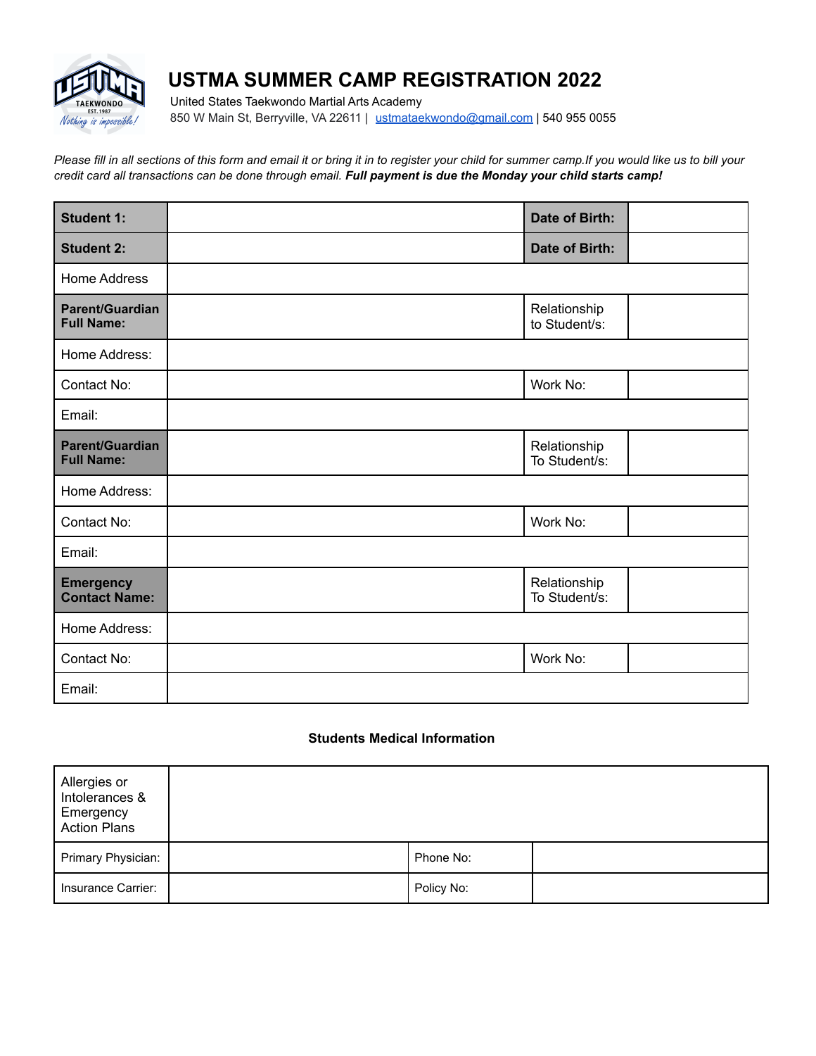# USTMA SUMMER CAMP REGISTRATION 2022

United States Taekwondo Martial Arts Academy
850 W Main St, Berryville, VA 22611 | ustmataekwondo@gmail.com | 540 955 0055

*Please fill in all sections of this form and email it or bring it in to register your child for summer camp.If you would like us to bill your credit card all transactions can be done through email.* ***Full payment is due the Monday your child starts camp!***

| **Student 1:** | | **Date of Birth:** | |
|---|---|---|---|
| **Student 2:** | | **Date of Birth:** | |
| Home Address | | | |
| **Parent/Guardian Full Name:** | | Relationship to Student/s: | |
| Home Address: | | | |
| Contact No: | | Work No: | |
| Email: | | | |
| **Parent/Guardian Full Name:** | | Relationship To Student/s: | |
| Home Address: | | | |
| Contact No: | | Work No: | |
| Email: | | | |
| **Emergency Contact Name:** | | Relationship To Student/s: | |
| Home Address: | | | |
| Contact No: | | Work No: | |
| Email: | | | |

### Students Medical Information

| Allergies or Intolerances & Emergency Action Plans | | | |
|---|---|---|---|
| Primary Physician: | | Phone No: | |
| Insurance Carrier: | | Policy No: | |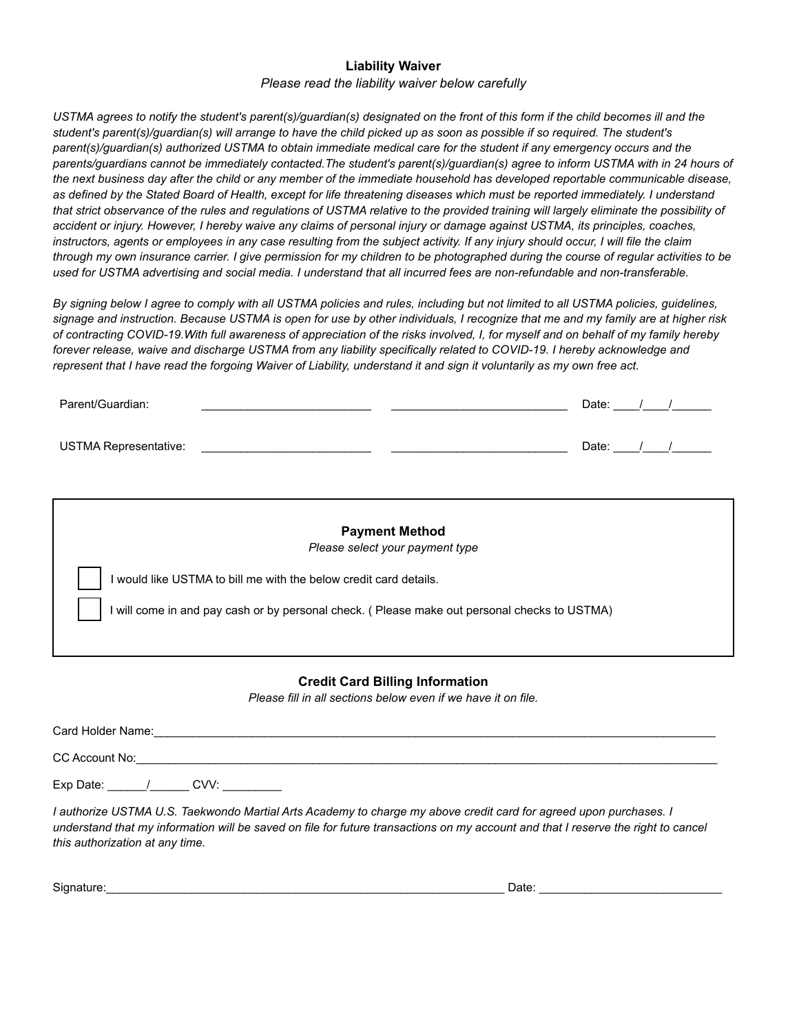## Liability Waiver

*Please read the liability waiver below carefully*

*USTMA agrees to notify the student's parent(s)/guardian(s) designated on the front of this form if the child becomes ill and the student's parent(s)/guardian(s) will arrange to have the child picked up as soon as possible if so required. The student's parent(s)/guardian(s) authorized USTMA to obtain immediate medical care for the student if any emergency occurs and the parents/guardians cannot be immediately contacted.The student's parent(s)/guardian(s) agree to inform USTMA with in 24 hours of the next business day after the child or any member of the immediate household has developed reportable communicable disease, as defined by the Stated Board of Health, except for life threatening diseases which must be reported immediately. I understand that strict observance of the rules and regulations of USTMA relative to the provided training will largely eliminate the possibility of accident or injury. However, I hereby waive any claims of personal injury or damage against USTMA, its principles, coaches, instructors, agents or employees in any case resulting from the subject activity. If any injury should occur, I will file the claim through my own insurance carrier. I give permission for my children to be photographed during the course of regular activities to be used for USTMA advertising and social media. I understand that all incurred fees are non-refundable and non-transferable.*

*By signing below I agree to comply with all USTMA policies and rules, including but not limited to all USTMA policies, guidelines, signage and instruction. Because USTMA is open for use by other individuals, I recognize that me and my family are at higher risk of contracting COVID-19.With full awareness of appreciation of the risks involved, I, for myself and on behalf of my family hereby forever release, waive and discharge USTMA from any liability specifically related to COVID-19. I hereby acknowledge and represent that I have read the forgoing Waiver of Liability, understand it and sign it voluntarily as my own free act.*

Parent/Guardian: __________________________ ___________________________ Date: ____/____/______

USTMA Representative: __________________________ ___________________________ Date: ____/____/______

### Payment Method

*Please select your payment type*

- [ ] I would like USTMA to bill me with the below credit card details.
- [ ] I will come in and pay cash or by personal check. ( Please make out personal checks to USTMA)

### Credit Card Billing Information

*Please fill in all sections below even if we have it on file.*

Card Holder Name:_____________________________________________________________________________

CC Account No:________________________________________________________________________________

Exp Date: ______/______ CVV: _________

*I authorize USTMA U.S. Taekwondo Martial Arts Academy to charge my above credit card for agreed upon purchases. I understand that my information will be saved on file for future transactions on my account and that I reserve the right to cancel this authorization at any time.*

Signature:_____________________________________________________________ Date: ____________________________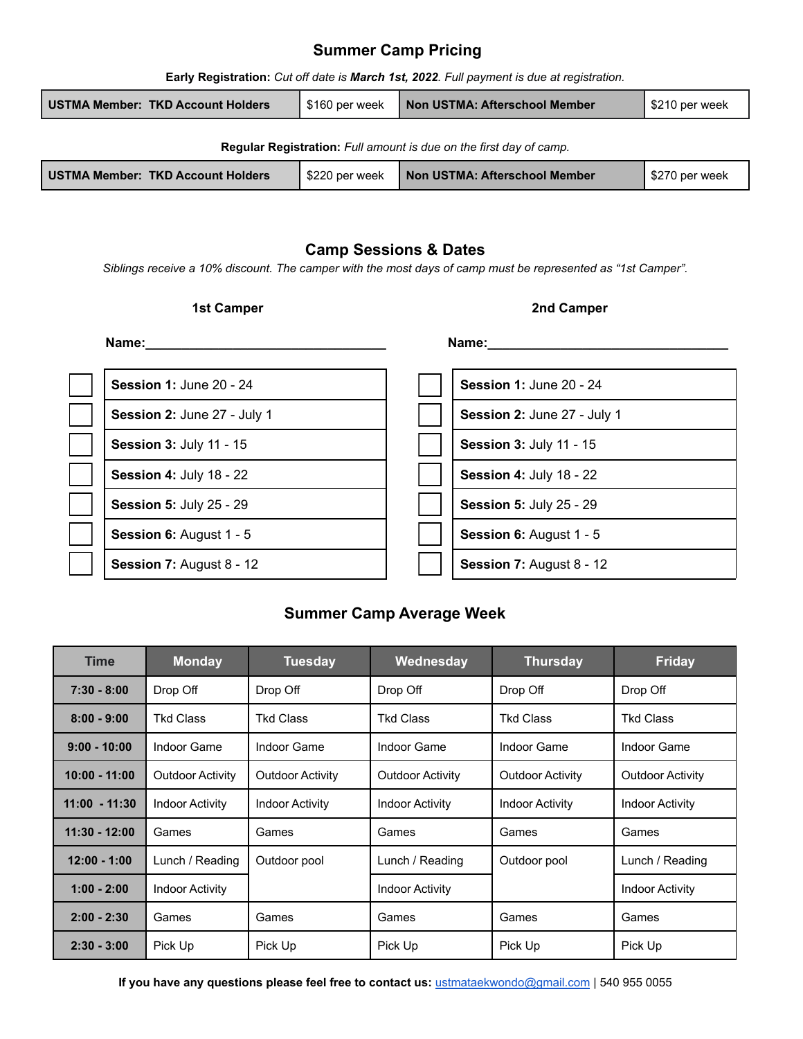## Summer Camp Pricing

**Early Registration:** *Cut off date is **March 1st, 2022**. Full payment is due at registration.*

| | | | |
|---|---|---|---|
| **USTMA Member: TKD Account Holders** | $160 per week | **Non USTMA: Afterschool Member** | $210 per week |

**Regular Registration:** *Full amount is due on the first day of camp.*

| | | | |
|---|---|---|---|
| **USTMA Member: TKD Account Holders** | $220 per week | **Non USTMA: Afterschool Member** | $270 per week |

## Camp Sessions & Dates

*Siblings receive a 10% discount. The camper with the most days of camp must be represented as "1st Camper".*

### 1st Camper

**Name:**\_\_\_\_\_\_\_\_\_\_\_\_\_\_\_\_\_\_\_\_\_\_\_\_\_\_\_\_\_\_\_\_

- ☐ **Session 1:** June 20 - 24
- ☐ **Session 2:** June 27 - July 1
- ☐ **Session 3:** July 11 - 15
- ☐ **Session 4:** July 18 - 22
- ☐ **Session 5:** July 25 - 29
- ☐ **Session 6:** August 1 - 5
- ☐ **Session 7:** August 8 - 12

### 2nd Camper

**Name:**\_\_\_\_\_\_\_\_\_\_\_\_\_\_\_\_\_\_\_\_\_\_\_\_\_\_\_\_\_\_\_\_

- ☐ **Session 1:** June 20 - 24
- ☐ **Session 2:** June 27 - July 1
- ☐ **Session 3:** July 11 - 15
- ☐ **Session 4:** July 18 - 22
- ☐ **Session 5:** July 25 - 29
- ☐ **Session 6:** August 1 - 5
- ☐ **Session 7:** August 8 - 12

## Summer Camp Average Week

| Time | Monday | Tuesday | Wednesday | Thursday | Friday |
|---|---|---|---|---|---|
| **7:30 - 8:00** | Drop Off | Drop Off | Drop Off | Drop Off | Drop Off |
| **8:00 - 9:00** | Tkd Class | Tkd Class | Tkd Class | Tkd Class | Tkd Class |
| **9:00 - 10:00** | Indoor Game | Indoor Game | Indoor Game | Indoor Game | Indoor Game |
| **10:00 - 11:00** | Outdoor Activity | Outdoor Activity | Outdoor Activity | Outdoor Activity | Outdoor Activity |
| **11:00 - 11:30** | Indoor Activity | Indoor Activity | Indoor Activity | Indoor Activity | Indoor Activity |
| **11:30 - 12:00** | Games | Games | Games | Games | Games |
| **12:00 - 1:00** | Lunch / Reading | Outdoor pool | Lunch / Reading | Outdoor pool | Lunch / Reading |
| **1:00 - 2:00** | Indoor Activity | | Indoor Activity | | Indoor Activity |
| **2:00 - 2:30** | Games | Games | Games | Games | Games |
| **2:30 - 3:00** | Pick Up | Pick Up | Pick Up | Pick Up | Pick Up |

**If you have any questions please feel free to contact us:** ustmataekwondo@gmail.com | 540 955 0055